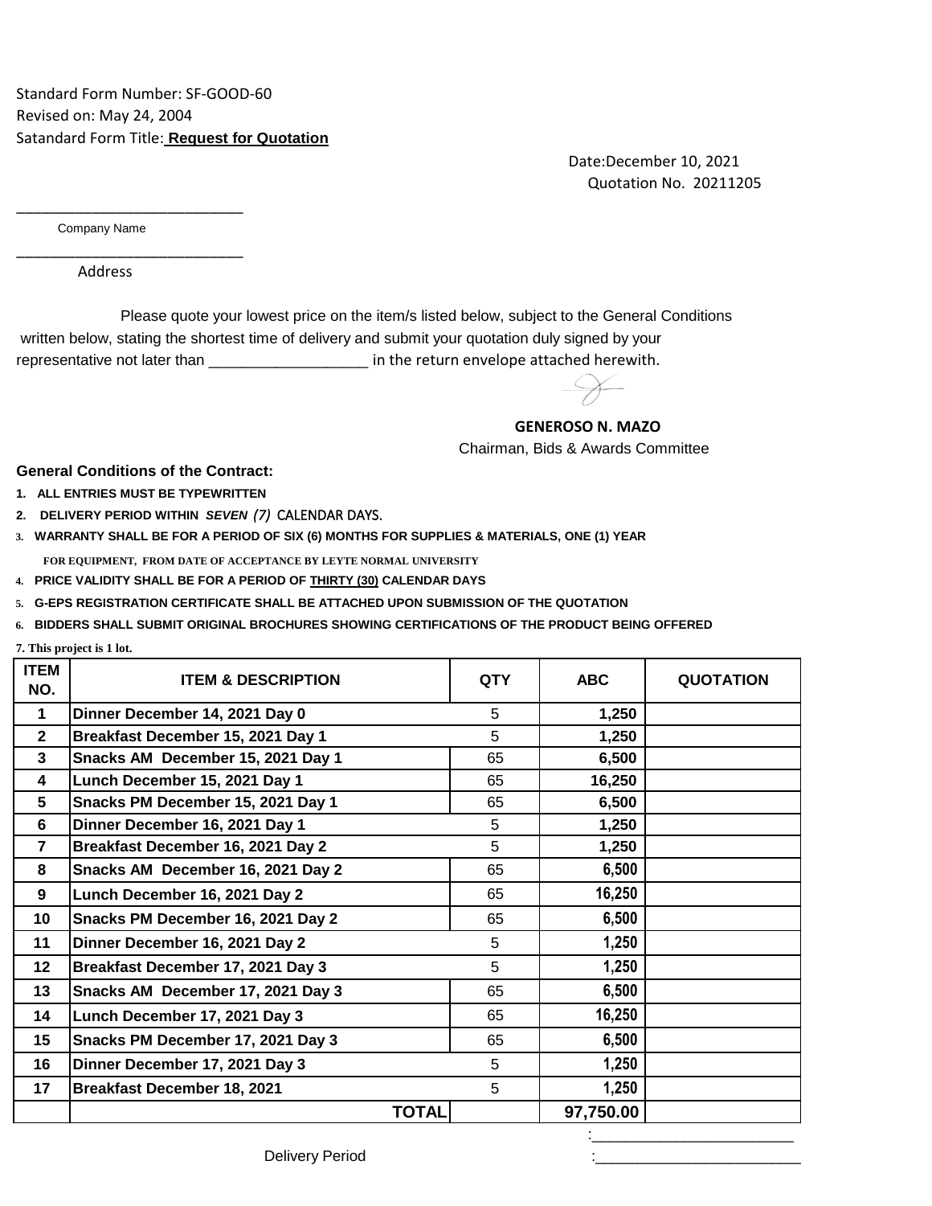Standard Form Number: SF-GOOD-60
Revised on: May 24, 2004
Satandard Form Title: **Request for Quotation**

Date:December 10, 2021
Quotation No. 20211205

_____________________________
Company Name

_____________________________
Address

Please quote your lowest price on the item/s listed below, subject to the General Conditions written below, stating the shortest time of delivery and submit your quotation duly signed by your representative not later than ___________________ in the return envelope attached herewith.

**GENEROSO N. MAZO**
Chairman, Bids & Awards Committee

**General Conditions of the Contract:**

1. **ALL ENTRIES MUST BE TYPEWRITTEN**
2. **DELIVERY PERIOD WITHIN *SEVEN (7)* CALENDAR DAYS.**
3. **WARRANTY SHALL BE FOR A PERIOD OF SIX (6) MONTHS FOR SUPPLIES & MATERIALS, ONE (1) YEAR FOR EQUIPMENT, FROM DATE OF ACCEPTANCE BY LEYTE NORMAL UNIVERSITY**
4. **PRICE VALIDITY SHALL BE FOR A PERIOD OF THIRTY (30) CALENDAR DAYS**
5. **G-EPS REGISTRATION CERTIFICATE SHALL BE ATTACHED UPON SUBMISSION OF THE QUOTATION**
6. **BIDDERS SHALL SUBMIT ORIGINAL BROCHURES SHOWING CERTIFICATIONS OF THE PRODUCT BEING OFFERED**
7. **This project is 1 lot.**

| ITEM NO. | ITEM & DESCRIPTION | QTY | ABC | QUOTATION |
|---|---|---|---|---|
| 1 | Dinner December 14, 2021 Day 0 | 5 | 1,250 | |
| 2 | Breakfast December 15, 2021 Day 1 | 5 | 1,250 | |
| 3 | Snacks AM December 15, 2021 Day 1 | 65 | 6,500 | |
| 4 | Lunch December 15, 2021 Day 1 | 65 | 16,250 | |
| 5 | Snacks PM December 15, 2021 Day 1 | 65 | 6,500 | |
| 6 | Dinner December 16, 2021 Day 1 | 5 | 1,250 | |
| 7 | Breakfast December 16, 2021 Day 2 | 5 | 1,250 | |
| 8 | Snacks AM December 16, 2021 Day 2 | 65 | 6,500 | |
| 9 | Lunch December 16, 2021 Day 2 | 65 | 16,250 | |
| 10 | Snacks PM December 16, 2021 Day 2 | 65 | 6,500 | |
| 11 | Dinner December 16, 2021 Day 2 | 5 | 1,250 | |
| 12 | Breakfast December 17, 2021 Day 3 | 5 | 1,250 | |
| 13 | Snacks AM December 17, 2021 Day 3 | 65 | 6,500 | |
| 14 | Lunch December 17, 2021 Day 3 | 65 | 16,250 | |
| 15 | Snacks PM December 17, 2021 Day 3 | 65 | 6,500 | |
| 16 | Dinner December 17, 2021 Day 3 | 5 | 1,250 | |
| 17 | Breakfast December 18, 2021 | 5 | 1,250 | |
| | **TOTAL** | | **97,750.00** | |

:_________________________

Delivery Period :_________________________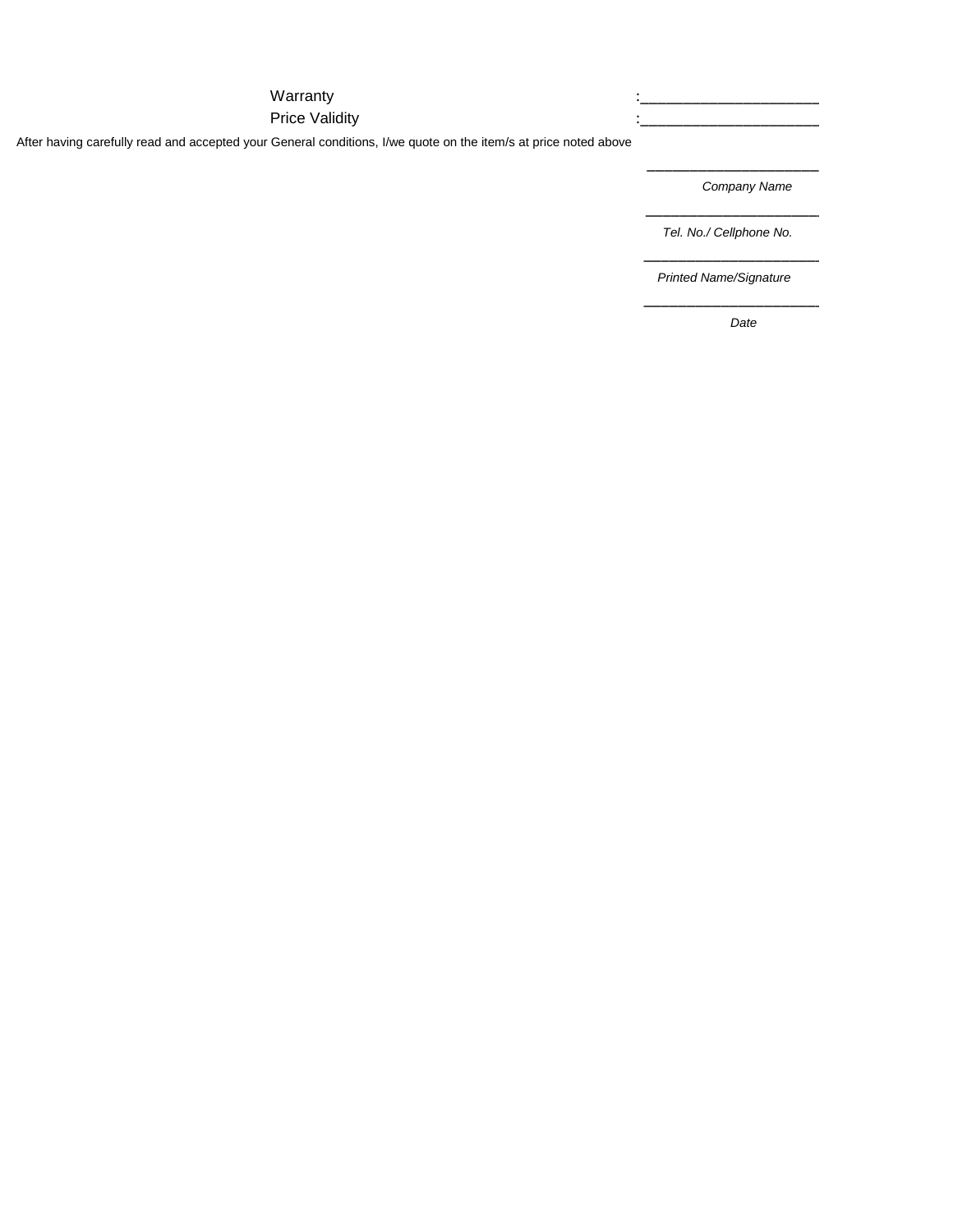Warranty :______________________

Price Validity :______________________

After having carefully read and accepted your General conditions, I/we quote on the item/s at price noted above

______________________

*Company Name*

______________________

*Tel. No./ Cellphone No.*

______________________

*Printed Name/Signature*

______________________

*Date*